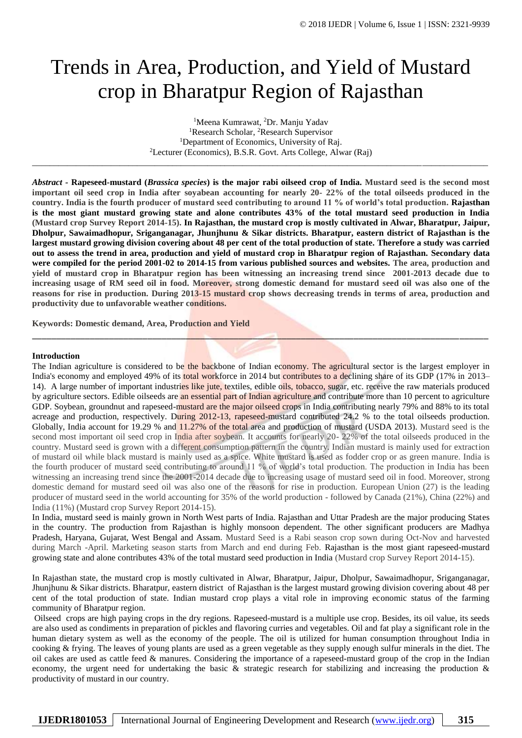# Trends in Area, Production, and Yield of Mustard crop in Bharatpur Region of Rajasthan

[1]Meena Kumrawat, [2]Dr. Manju Yadav
[1]Research Scholar, [2]Research Supervisor
[1]Department of Economics, University of Raj.
[2]Lecturer (Economics), B.S.R. Govt. Arts College, Alwar (Raj)

---

***Abstract*** **- Rapeseed-mustard (*Brassica species*) is the major rabi oilseed crop of India. Mustard seed is the second most important oil seed crop in India after soyabean accounting for nearly 20- 22% of the total oilseeds produced in the country. India is the fourth producer of mustard seed contributing to around 11 % of world's total production. Rajasthan is the most giant mustard growing state and alone contributes 43% of the total mustard seed production in India (Mustard crop Survey Report 2014-15). In Rajasthan, the mustard crop is mostly cultivated in Alwar, Bharatpur, Jaipur, Dholpur, Sawaimadhopur, Sriganganagar, Jhunjhunu & Sikar districts. Bharatpur, eastern district of Rajasthan is the largest mustard growing division covering about 48 per cent of the total production of state. Therefore a study was carried out to assess the trend in area, production and yield of mustard crop in Bharatpur region of Rajasthan. Secondary data were compiled for the period 2001-02 to 2014-15 from various published sources and websites. The area, production and yield of mustard crop in Bharatpur region has been witnessing an increasing trend since 2001-2013 decade due to increasing usage of RM seed oil in food. Moreover, strong domestic demand for mustard seed oil was also one of the reasons for rise in production. During 2013-15 mustard crop shows decreasing trends in terms of area, production and productivity due to unfavorable weather conditions.**

**Keywords: Domestic demand, Area, Production and Yield**

---

## Introduction

The Indian agriculture is considered to be the backbone of Indian economy. The agricultural sector is the largest employer in India's economy and employed 49% of its total workforce in 2014 but contributes to a declining share of its GDP (17% in 2013–14). A large number of important industries like jute, textiles, edible oils, tobacco, sugar, etc. receive the raw materials produced by agriculture sectors. Edible oilseeds are an essential part of Indian agriculture and contribute more than 10 percent to agriculture GDP. Soybean, groundnut and rapeseed-mustard are the major oilseed crops in India contributing nearly 79% and 88% to its total acreage and production, respectively. During 2012-13, rapeseed-mustard contributed 24.2 % to the total oilseeds production. Globally, India account for 19.29 % and 11.27% of the total area and production of mustard (USDA 2013). Mustard seed is the second most important oil seed crop in India after soybean. It accounts for nearly 20- 22% of the total oilseeds produced in the country. Mustard seed is grown with a different consumption pattern in the country. Indian mustard is mainly used for extraction of mustard oil while black mustard is mainly used as a spice. White mustard is used as fodder crop or as green manure. India is the fourth producer of mustard seed contributing to around 11 % of world's total production. The production in India has been witnessing an increasing trend since the 2001-2014 decade due to increasing usage of mustard seed oil in food. Moreover, strong domestic demand for mustard seed oil was also one of the reasons for rise in production. European Union (27) is the leading producer of mustard seed in the world accounting for 35% of the world production - followed by Canada (21%), China (22%) and India (11%) (Mustard crop Survey Report 2014-15).

In India, mustard seed is mainly grown in North West parts of India. Rajasthan and Uttar Pradesh are the major producing States in the country. The production from Rajasthan is highly monsoon dependent. The other significant producers are Madhya Pradesh, Haryana, Gujarat, West Bengal and Assam. Mustard Seed is a Rabi season crop sown during Oct-Nov and harvested during March -April. Marketing season starts from March and end during Feb. Rajasthan is the most giant rapeseed-mustard growing state and alone contributes 43% of the total mustard seed production in India (Mustard crop Survey Report 2014-15).

In Rajasthan state, the mustard crop is mostly cultivated in Alwar, Bharatpur, Jaipur, Dholpur, Sawaimadhopur, Sriganganagar, Jhunjhunu & Sikar districts. Bharatpur, eastern district of Rajasthan is the largest mustard growing division covering about 48 per cent of the total production of state. Indian mustard crop plays a vital role in improving economic status of the farming community of Bharatpur region.

Oilseed crops are high paying crops in the dry regions. Rapeseed-mustard is a multiple use crop. Besides, its oil value, its seeds are also used as condiments in preparation of pickles and flavoring curries and vegetables. Oil and fat play a significant role in the human dietary system as well as the economy of the people. The oil is utilized for human consumption throughout India in cooking & frying. The leaves of young plants are used as a green vegetable as they supply enough sulfur minerals in the diet. The oil cakes are used as cattle feed & manures. Considering the importance of a rapeseed-mustard group of the crop in the Indian economy, the urgent need for undertaking the basic & strategic research for stabilizing and increasing the production & productivity of mustard in our country.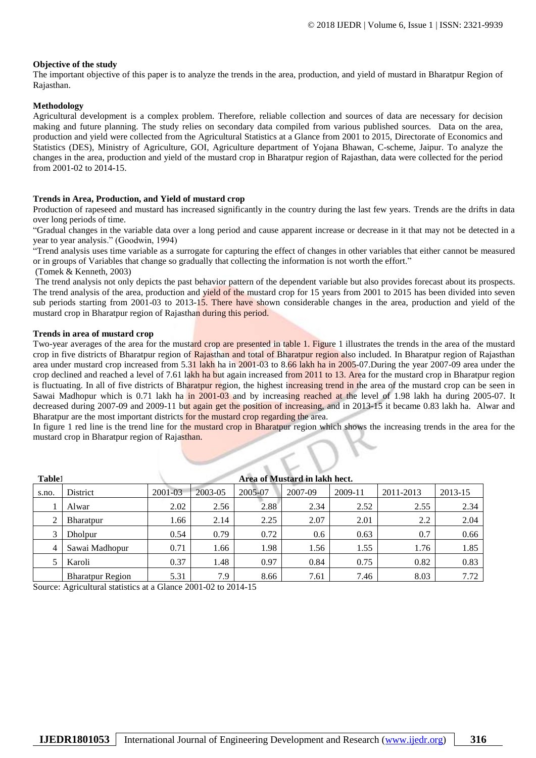**Objective of the study**

The important objective of this paper is to analyze the trends in the area, production, and yield of mustard in Bharatpur Region of Rajasthan.

**Methodology**

Agricultural development is a complex problem. Therefore, reliable collection and sources of data are necessary for decision making and future planning. The study relies on secondary data compiled from various published sources. Data on the area, production and yield were collected from the Agricultural Statistics at a Glance from 2001 to 2015, Directorate of Economics and Statistics (DES), Ministry of Agriculture, GOI, Agriculture department of Yojana Bhawan, C-scheme, Jaipur. To analyze the changes in the area, production and yield of the mustard crop in Bharatpur region of Rajasthan, data were collected for the period from 2001-02 to 2014-15.

**Trends in Area, Production, and Yield of mustard crop**

Production of rapeseed and mustard has increased significantly in the country during the last few years. Trends are the drifts in data over long periods of time.

"Gradual changes in the variable data over a long period and cause apparent increase or decrease in it that may not be detected in a year to year analysis." (Goodwin, 1994)

"Trend analysis uses time variable as a surrogate for capturing the effect of changes in other variables that either cannot be measured or in groups of Variables that change so gradually that collecting the information is not worth the effort."

(Tomek & Kenneth, 2003)

The trend analysis not only depicts the past behavior pattern of the dependent variable but also provides forecast about its prospects. The trend analysis of the area, production and yield of the mustard crop for 15 years from 2001 to 2015 has been divided into seven sub periods starting from 2001-03 to 2013-15. There have shown considerable changes in the area, production and yield of the mustard crop in Bharatpur region of Rajasthan during this period.

**Trends in area of mustard crop**

Two-year averages of the area for the mustard crop are presented in table 1. Figure 1 illustrates the trends in the area of the mustard crop in five districts of Bharatpur region of Rajasthan and total of Bharatpur region also included. In Bharatpur region of Rajasthan area under mustard crop increased from 5.31 lakh ha in 2001-03 to 8.66 lakh ha in 2005-07.During the year 2007-09 area under the crop declined and reached a level of 7.61 lakh ha but again increased from 2011 to 13. Area for the mustard crop in Bharatpur region is fluctuating. In all of five districts of Bharatpur region, the highest increasing trend in the area of the mustard crop can be seen in Sawai Madhopur which is 0.71 lakh ha in 2001-03 and by increasing reached at the level of 1.98 lakh ha during 2005-07. It decreased during 2007-09 and 2009-11 but again get the position of increasing, and in 2013-15 it became 0.83 lakh ha. Alwar and Bharatpur are the most important districts for the mustard crop regarding the area.

In figure 1 red line is the trend line for the mustard crop in Bharatpur region which shows the increasing trends in the area for the mustard crop in Bharatpur region of Rajasthan.

**Table1** **Area of Mustard in lakh hect.**

| s.no. | District | 2001-03 | 2003-05 | 2005-07 | 2007-09 | 2009-11 | 2011-2013 | 2013-15 |
|---|---|---|---|---|---|---|---|---|
| 1 | Alwar | 2.02 | 2.56 | 2.88 | 2.34 | 2.52 | 2.55 | 2.34 |
| 2 | Bharatpur | 1.66 | 2.14 | 2.25 | 2.07 | 2.01 | 2.2 | 2.04 |
| 3 | Dholpur | 0.54 | 0.79 | 0.72 | 0.6 | 0.63 | 0.7 | 0.66 |
| 4 | Sawai Madhopur | 0.71 | 1.66 | 1.98 | 1.56 | 1.55 | 1.76 | 1.85 |
| 5 | Karoli | 0.37 | 1.48 | 0.97 | 0.84 | 0.75 | 0.82 | 0.83 |
| | Bharatpur Region | 5.31 | 7.9 | 8.66 | 7.61 | 7.46 | 8.03 | 7.72 |

Source: Agricultural statistics at a Glance 2001-02 to 2014-15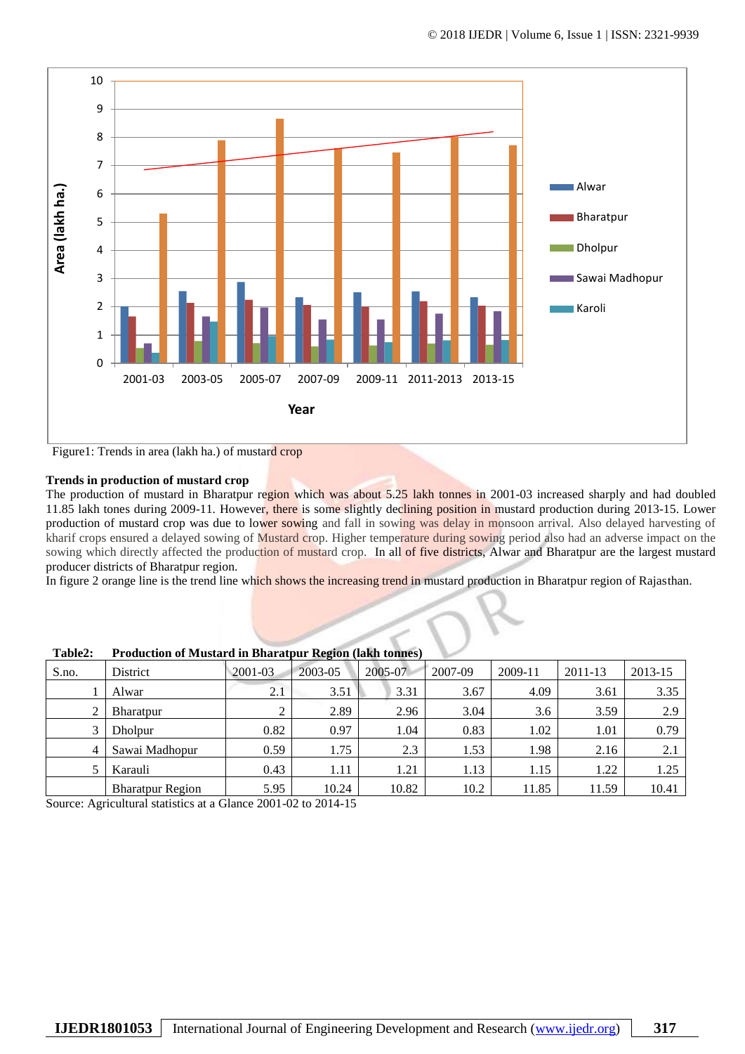Figure1: Trends in area (lakh ha.) of mustard crop

**Trends in production of mustard crop**

The production of mustard in Bharatpur region which was about 5.25 lakh tonnes in 2001-03 increased sharply and had doubled 11.85 lakh tones during 2009-11. However, there is some slightly declining position in mustard production during 2013-15. Lower production of mustard crop was due to lower sowing and fall in sowing was delay in monsoon arrival. Also delayed harvesting of kharif crops ensured a delayed sowing of Mustard crop. Higher temperature during sowing period also had an adverse impact on the sowing which directly affected the production of mustard crop. In all of five districts, Alwar and Bharatpur are the largest mustard producer districts of Bharatpur region.

In figure 2 orange line is the trend line which shows the increasing trend in mustard production in Bharatpur region of Rajasthan.

**Table2: Production of Mustard in Bharatpur Region (lakh tonnes)**

| S.no. | District | 2001-03 | 2003-05 | 2005-07 | 2007-09 | 2009-11 | 2011-13 | 2013-15 |
|---|---|---|---|---|---|---|---|---|
| 1 | Alwar | 2.1 | 3.51 | 3.31 | 3.67 | 4.09 | 3.61 | 3.35 |
| 2 | Bharatpur | 2 | 2.89 | 2.96 | 3.04 | 3.6 | 3.59 | 2.9 |
| 3 | Dholpur | 0.82 | 0.97 | 1.04 | 0.83 | 1.02 | 1.01 | 0.79 |
| 4 | Sawai Madhopur | 0.59 | 1.75 | 2.3 | 1.53 | 1.98 | 2.16 | 2.1 |
| 5 | Karauli | 0.43 | 1.11 | 1.21 | 1.13 | 1.15 | 1.22 | 1.25 |
| | Bharatpur Region | 5.95 | 10.24 | 10.82 | 10.2 | 11.85 | 11.59 | 10.41 |

Source: Agricultural statistics at a Glance 2001-02 to 2014-15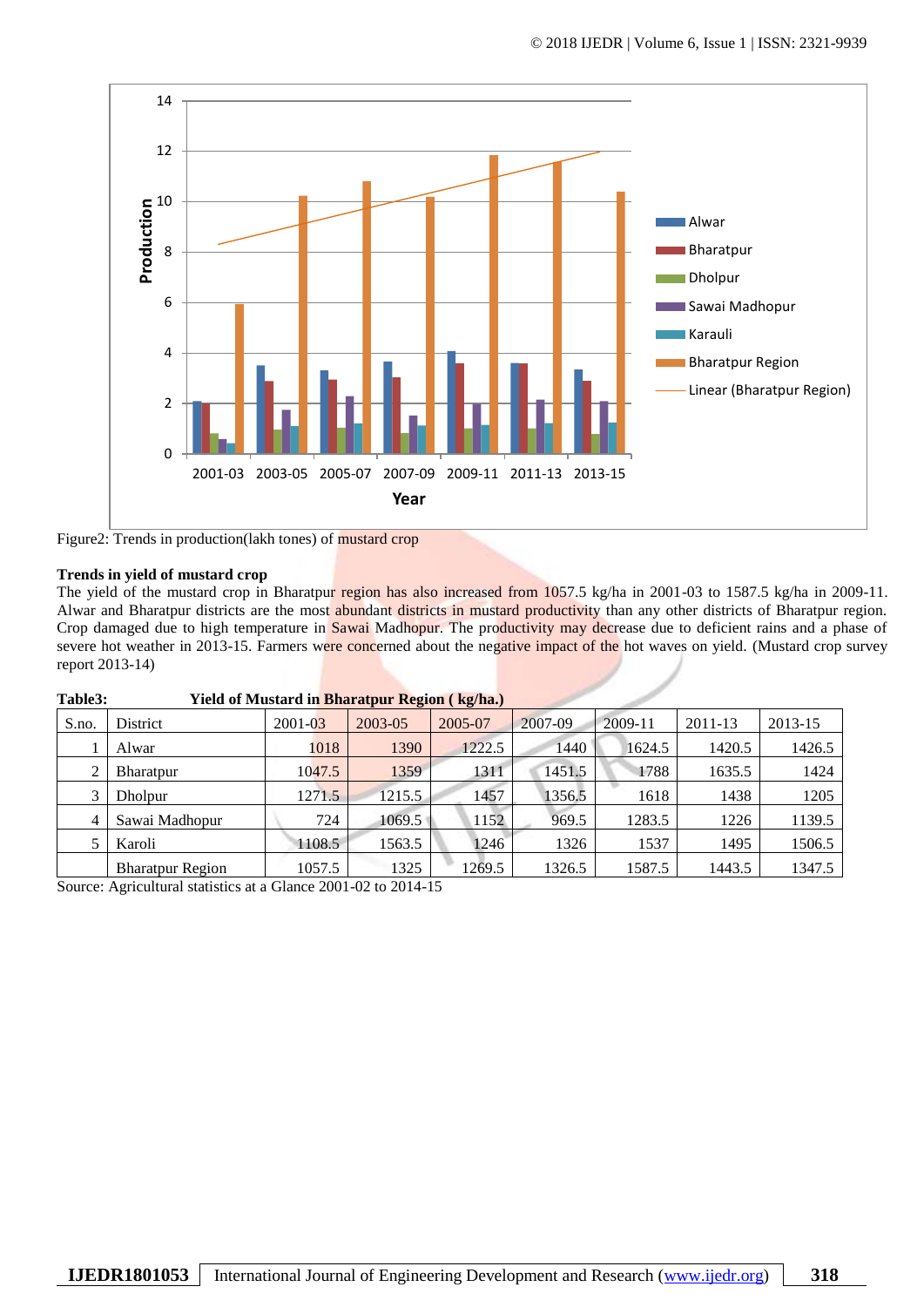Figure2: Trends in production(lakh tones) of mustard crop

**Trends in yield of mustard crop**

The yield of the mustard crop in Bharatpur region has also increased from 1057.5 kg/ha in 2001-03 to 1587.5 kg/ha in 2009-11. Alwar and Bharatpur districts are the most abundant districts in mustard productivity than any other districts of Bharatpur region. Crop damaged due to high temperature in Sawai Madhopur. The productivity may decrease due to deficient rains and a phase of severe hot weather in 2013-15. Farmers were concerned about the negative impact of the hot waves on yield. (Mustard crop survey report 2013-14)

**Table3: Yield of Mustard in Bharatpur Region ( kg/ha.)**

| S.no. | District | 2001-03 | 2003-05 | 2005-07 | 2007-09 | 2009-11 | 2011-13 | 2013-15 |
|---|---|---|---|---|---|---|---|---|
| 1 | Alwar | 1018 | 1390 | 1222.5 | 1440 | 1624.5 | 1420.5 | 1426.5 |
| 2 | Bharatpur | 1047.5 | 1359 | 1311 | 1451.5 | 1788 | 1635.5 | 1424 |
| 3 | Dholpur | 1271.5 | 1215.5 | 1457 | 1356.5 | 1618 | 1438 | 1205 |
| 4 | Sawai Madhopur | 724 | 1069.5 | 1152 | 969.5 | 1283.5 | 1226 | 1139.5 |
| 5 | Karoli | 1108.5 | 1563.5 | 1246 | 1326 | 1537 | 1495 | 1506.5 |
| | Bharatpur Region | 1057.5 | 1325 | 1269.5 | 1326.5 | 1587.5 | 1443.5 | 1347.5 |

Source: Agricultural statistics at a Glance 2001-02 to 2014-15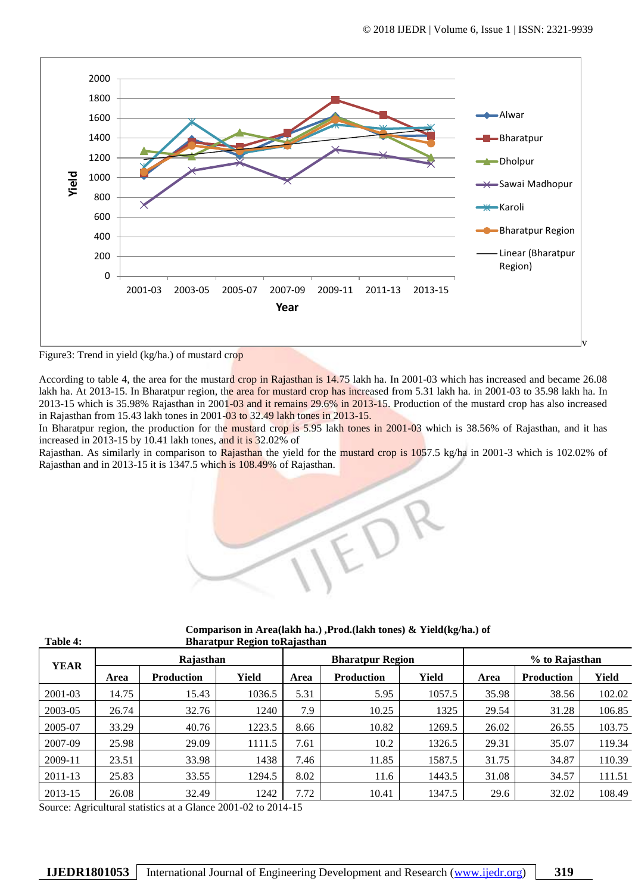Figure3: Trend in yield (kg/ha.) of mustard crop

According to table 4, the area for the mustard crop in Rajasthan is 14.75 lakh ha. In 2001-03 which has increased and became 26.08 lakh ha. At 2013-15. In Bharatpur region, the area for mustard crop has increased from 5.31 lakh ha. in 2001-03 to 35.98 lakh ha. In 2013-15 which is 35.98% Rajasthan in 2001-03 and it remains 29.6% in 2013-15. Production of the mustard crop has also increased in Rajasthan from 15.43 lakh tones in 2001-03 to 32.49 lakh tones in 2013-15.

In Bharatpur region, the production for the mustard crop is 5.95 lakh tones in 2001-03 which is 38.56% of Rajasthan, and it has increased in 2013-15 by 10.41 lakh tones, and it is 32.02% of

Rajasthan. As similarly in comparison to Rajasthan the yield for the mustard crop is 1057.5 kg/ha in 2001-3 which is 102.02% of Rajasthan and in 2013-15 it is 1347.5 which is 108.49% of Rajasthan.

**Table 4: Comparison in Area(lakh ha.) ,Prod.(lakh tones) & Yield(kg/ha.) of Bharatpur Region toRajasthan**

| YEAR | Rajasthan | | | Bharatpur Region | | | % to Rajasthan | | |
|---|---|---|---|---|---|---|---|---|---|
| | Area | Production | Yield | Area | Production | Yield | Area | Production | Yield |
| 2001-03 | 14.75 | 15.43 | 1036.5 | 5.31 | 5.95 | 1057.5 | 35.98 | 38.56 | 102.02 |
| 2003-05 | 26.74 | 32.76 | 1240 | 7.9 | 10.25 | 1325 | 29.54 | 31.28 | 106.85 |
| 2005-07 | 33.29 | 40.76 | 1223.5 | 8.66 | 10.82 | 1269.5 | 26.02 | 26.55 | 103.75 |
| 2007-09 | 25.98 | 29.09 | 1111.5 | 7.61 | 10.2 | 1326.5 | 29.31 | 35.07 | 119.34 |
| 2009-11 | 23.51 | 33.98 | 1438 | 7.46 | 11.85 | 1587.5 | 31.75 | 34.87 | 110.39 |
| 2011-13 | 25.83 | 33.55 | 1294.5 | 8.02 | 11.6 | 1443.5 | 31.08 | 34.57 | 111.51 |
| 2013-15 | 26.08 | 32.49 | 1242 | 7.72 | 10.41 | 1347.5 | 29.6 | 32.02 | 108.49 |

Source: Agricultural statistics at a Glance 2001-02 to 2014-15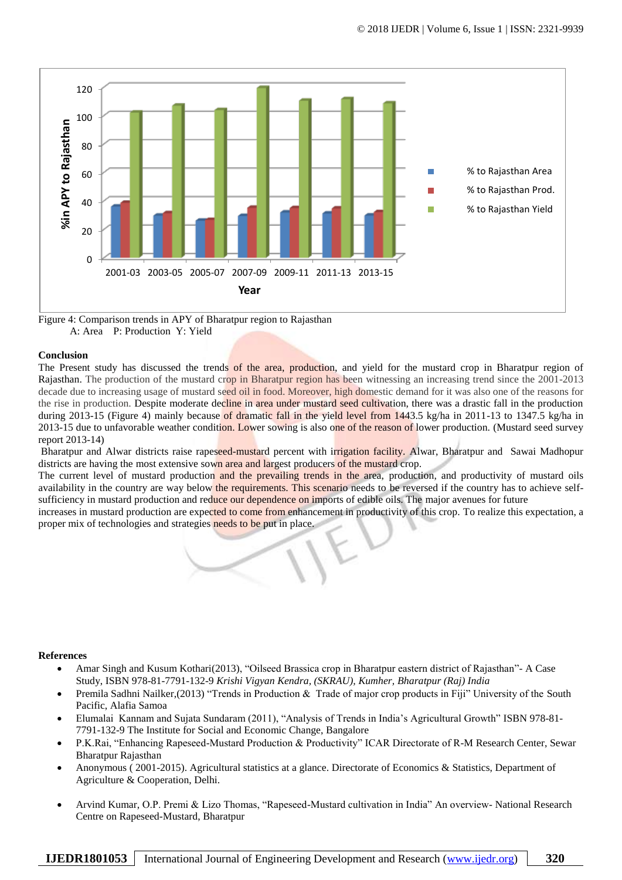Figure 4: Comparison trends in APY of Bharatpur region to Rajasthan
A: Area P: Production Y: Yield

**Conclusion**

The Present study has discussed the trends of the area, production, and yield for the mustard crop in Bharatpur region of Rajasthan. The production of the mustard crop in Bharatpur region has been witnessing an increasing trend since the 2001-2013 decade due to increasing usage of mustard seed oil in food. Moreover, high domestic demand for it was also one of the reasons for the rise in production. Despite moderate decline in area under mustard seed cultivation, there was a drastic fall in the production during 2013-15 (Figure 4) mainly because of dramatic fall in the yield level from 1443.5 kg/ha in 2011-13 to 1347.5 kg/ha in 2013-15 due to unfavorable weather condition. Lower sowing is also one of the reason of lower production. (Mustard seed survey report 2013-14)

Bharatpur and Alwar districts raise rapeseed-mustard percent with irrigation facility. Alwar, Bharatpur and Sawai Madhopur districts are having the most extensive sown area and largest producers of the mustard crop.

The current level of mustard production and the prevailing trends in the area, production, and productivity of mustard oils availability in the country are way below the requirements. This scenario needs to be reversed if the country has to achieve self-sufficiency in mustard production and reduce our dependence on imports of edible oils. The major avenues for future increases in mustard production are expected to come from enhancement in productivity of this crop. To realize this expectation, a proper mix of technologies and strategies needs to be put in place.

**References**

- Amar Singh and Kusum Kothari(2013), "Oilseed Brassica crop in Bharatpur eastern district of Rajasthan"- A Case Study, ISBN 978-81-7791-132-9 *Krishi Vigyan Kendra, (SKRAU), Kumher, Bharatpur (Raj) India*
- Premila Sadhni Nailker,(2013) "Trends in Production & Trade of major crop products in Fiji" University of the South Pacific, Alafia Samoa
- Elumalai Kannam and Sujata Sundaram (2011), "Analysis of Trends in India's Agricultural Growth" ISBN 978-81-7791-132-9 The Institute for Social and Economic Change, Bangalore
- P.K.Rai, "Enhancing Rapeseed-Mustard Production & Productivity" ICAR Directorate of R-M Research Center, Sewar Bharatpur Rajasthan
- Anonymous ( 2001-2015). Agricultural statistics at a glance. Directorate of Economics & Statistics, Department of Agriculture & Cooperation, Delhi.
- Arvind Kumar, O.P. Premi & Lizo Thomas, "Rapeseed-Mustard cultivation in India" An overview- National Research Centre on Rapeseed-Mustard, Bharatpur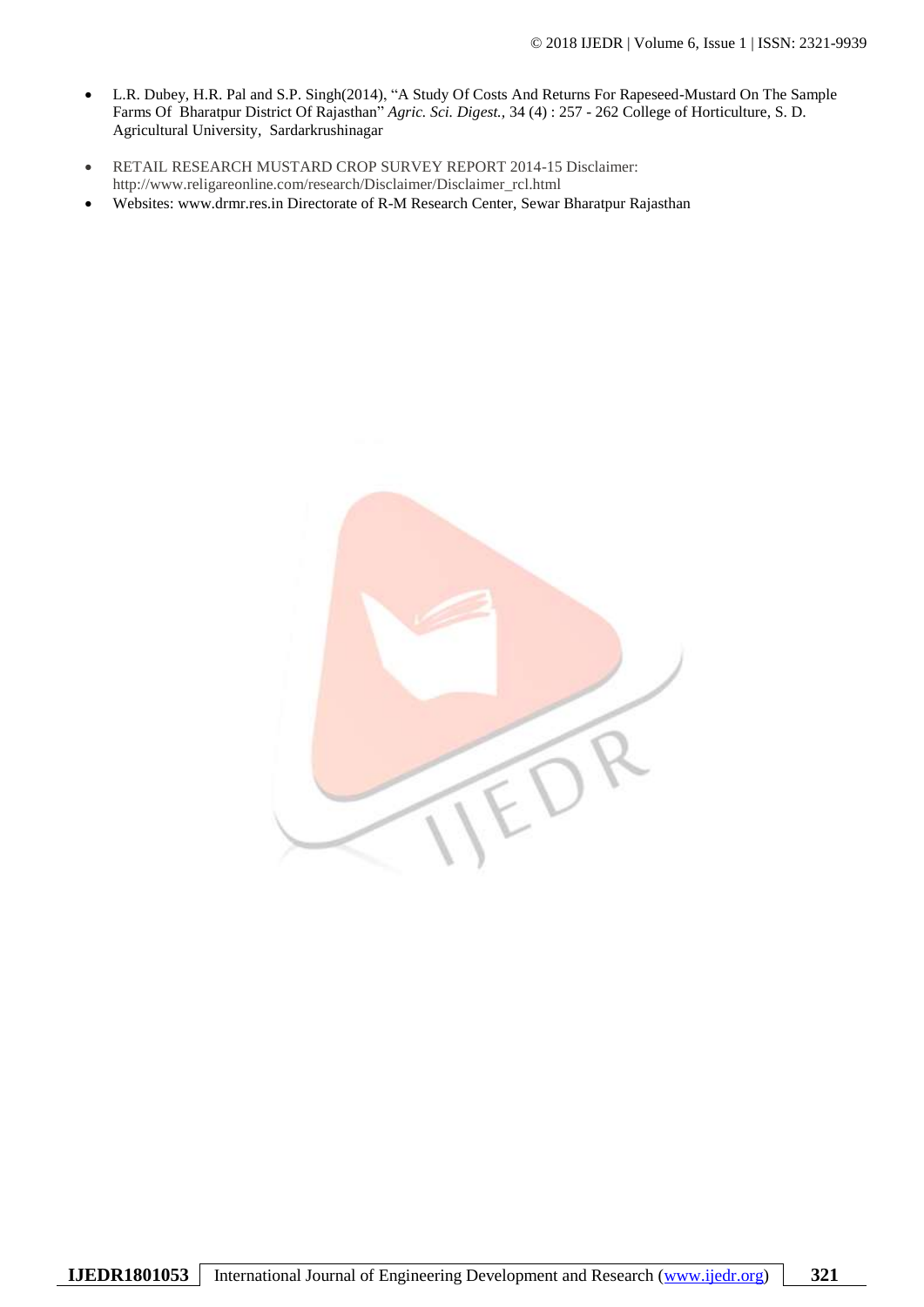- L.R. Dubey, H.R. Pal and S.P. Singh(2014), "A Study Of Costs And Returns For Rapeseed-Mustard On The Sample Farms Of Bharatpur District Of Rajasthan" *Agric. Sci. Digest.*, 34 (4) : 257 - 262 College of Horticulture, S. D. Agricultural University, Sardarkrushinagar
- RETAIL RESEARCH MUSTARD CROP SURVEY REPORT 2014-15 Disclaimer: http://www.religareonline.com/research/Disclaimer/Disclaimer_rcl.html
- Websites: www.drmr.res.in Directorate of R-M Research Center, Sewar Bharatpur Rajasthan